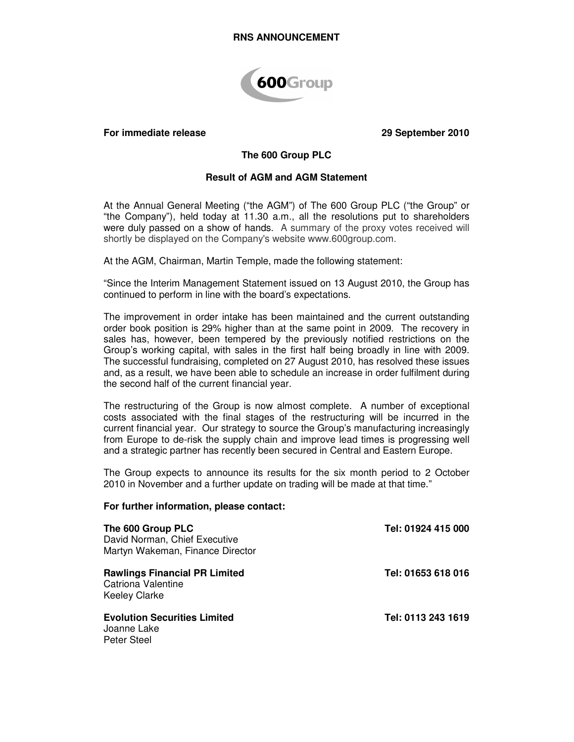**RNS ANNOUNCEMENT**

600Group

**For immediate release** **29 September 2010**

## The 600 Group PLC

### Result of AGM and AGM Statement

At the Annual General Meeting ("the AGM") of The 600 Group PLC ("the Group" or "the Company"), held today at 11.30 a.m., all the resolutions put to shareholders were duly passed on a show of hands. A summary of the proxy votes received will shortly be displayed on the Company's website www.600group.com.

At the AGM, Chairman, Martin Temple, made the following statement:

"Since the Interim Management Statement issued on 13 August 2010, the Group has continued to perform in line with the board's expectations.

The improvement in order intake has been maintained and the current outstanding order book position is 29% higher than at the same point in 2009. The recovery in sales has, however, been tempered by the previously notified restrictions on the Group's working capital, with sales in the first half being broadly in line with 2009. The successful fundraising, completed on 27 August 2010, has resolved these issues and, as a result, we have been able to schedule an increase in order fulfilment during the second half of the current financial year.

The restructuring of the Group is now almost complete. A number of exceptional costs associated with the final stages of the restructuring will be incurred in the current financial year. Our strategy to source the Group's manufacturing increasingly from Europe to de-risk the supply chain and improve lead times is progressing well and a strategic partner has recently been secured in Central and Eastern Europe.

The Group expects to announce its results for the six month period to 2 October 2010 in November and a further update on trading will be made at that time."

**For further information, please contact:**

**The 600 Group PLC** **Tel: 01924 415 000**
David Norman, Chief Executive
Martyn Wakeman, Finance Director

**Rawlings Financial PR Limited** **Tel: 01653 618 016**
Catriona Valentine
Keeley Clarke

**Evolution Securities Limited** **Tel: 0113 243 1619**
Joanne Lake
Peter Steel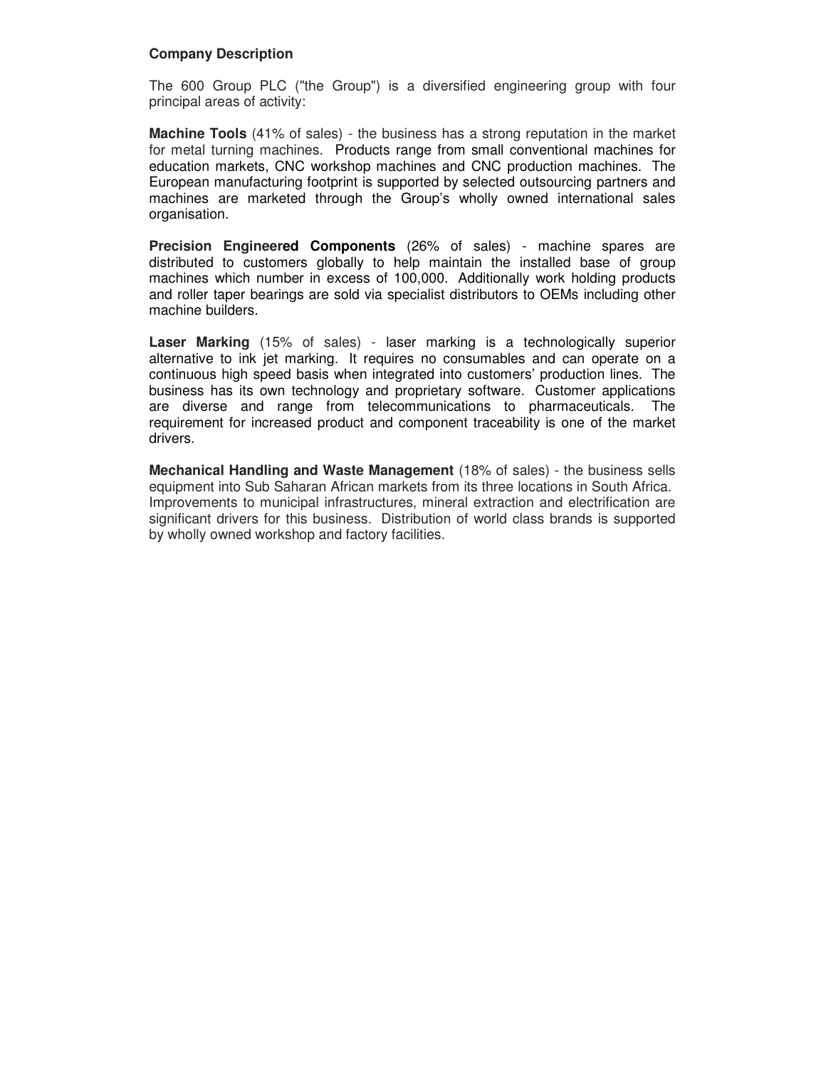**Company Description**

The 600 Group PLC ("the Group") is a diversified engineering group with four principal areas of activity:

**Machine Tools** (41% of sales) - the business has a strong reputation in the market for metal turning machines. Products range from small conventional machines for education markets, CNC workshop machines and CNC production machines. The European manufacturing footprint is supported by selected outsourcing partners and machines are marketed through the Group's wholly owned international sales organisation.

**Precision Engineered Components** (26% of sales) - machine spares are distributed to customers globally to help maintain the installed base of group machines which number in excess of 100,000. Additionally work holding products and roller taper bearings are sold via specialist distributors to OEMs including other machine builders.

**Laser Marking** (15% of sales) - laser marking is a technologically superior alternative to ink jet marking. It requires no consumables and can operate on a continuous high speed basis when integrated into customers' production lines. The business has its own technology and proprietary software. Customer applications are diverse and range from telecommunications to pharmaceuticals. The requirement for increased product and component traceability is one of the market drivers.

**Mechanical Handling and Waste Management** (18% of sales) - the business sells equipment into Sub Saharan African markets from its three locations in South Africa. Improvements to municipal infrastructures, mineral extraction and electrification are significant drivers for this business. Distribution of world class brands is supported by wholly owned workshop and factory facilities.